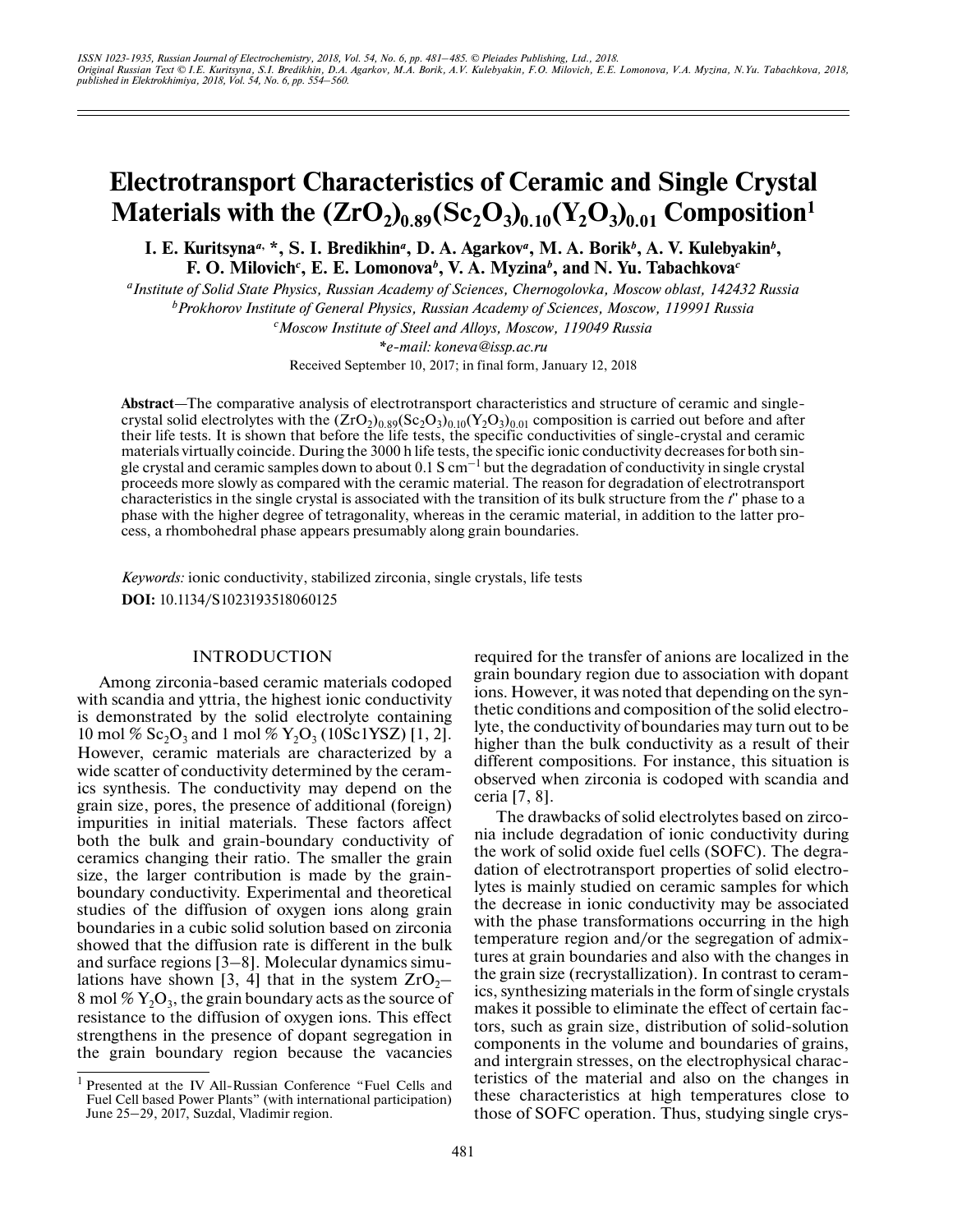# Electrotransport Characteristics of Ceramic and Single Crystal Materials with the $(ZrO_2)_{0.89}(Sc_2O_3)_{0.10}(Y_2O_3)_{0.01}$ Composition[1]

**I. E. Kuritsyna[a, *], S. I. Bredikhin[a], D. A. Agarkov[a], M. A. Borik[b], A. V. Kulebyakin[b], F. O. Milovich[c], E. E. Lomonova[b], V. A. Myzina[b], and N. Yu. Tabachkova[c]**

[a] *Institute of Solid State Physics, Russian Academy of Sciences, Chernogolovka, Moscow oblast, 142432 Russia*

[b] *Prokhorov Institute of General Physics, Russian Academy of Sciences, Moscow, 119991 Russia*

[c] *Moscow Institute of Steel and Alloys, Moscow, 119049 Russia*

*\*e-mail: koneva@issp.ac.ru*

Received September 10, 2017; in final form, January 12, 2018

**Abstract**—The comparative analysis of electrotransport characteristics and structure of ceramic and single-crystal solid electrolytes with the $(ZrO_2)_{0.89}(Sc_2O_3)_{0.10}(Y_2O_3)_{0.01}$ composition is carried out before and after their life tests. It is shown that before the life tests, the specific conductivities of single-crystal and ceramic materials virtually coincide. During the 3000 h life tests, the specific ionic conductivity decreases for both single crystal and ceramic samples down to about 0.1 S $cm^{-1}$ but the degradation of conductivity in single crystal proceeds more slowly as compared with the ceramic material. The reason for degradation of electrotransport characteristics in the single crystal is associated with the transition of its bulk structure from the $t''$ phase to a phase with the higher degree of tetragonality, whereas in the ceramic material, in addition to the latter process, a rhombohedral phase appears presumably along grain boundaries.

*Keywords:* ionic conductivity, stabilized zirconia, single crystals, life tests

**DOI:** 10.1134/S1023193518060125

## INTRODUCTION

Among zirconia-based ceramic materials codoped with scandia and yttria, the highest ionic conductivity is demonstrated by the solid electrolyte containing 10 mol % $Sc_2O_3$ and 1 mol % $Y_2O_3$ (10Sc1YSZ) [1, 2]. However, ceramic materials are characterized by a wide scatter of conductivity determined by the ceramics synthesis. The conductivity may depend on the grain size, pores, the presence of additional (foreign) impurities in initial materials. These factors affect both the bulk and grain-boundary conductivity of ceramics changing their ratio. The smaller the grain size, the larger contribution is made by the grain-boundary conductivity. Experimental and theoretical studies of the diffusion of oxygen ions along grain boundaries in a cubic solid solution based on zirconia showed that the diffusion rate is different in the bulk and surface regions [3–8]. Molecular dynamics simulations have shown [3, 4] that in the system $ZrO_2$–8 mol % $Y_2O_3$, the grain boundary acts as the source of resistance to the diffusion of oxygen ions. This effect strengthens in the presence of dopant segregation in the grain boundary region because the vacancies required for the transfer of anions are localized in the grain boundary region due to association with dopant ions. However, it was noted that depending on the synthetic conditions and composition of the solid electrolyte, the conductivity of boundaries may turn out to be higher than the bulk conductivity as a result of their different compositions. For instance, this situation is observed when zirconia is codoped with scandia and ceria [7, 8].

The drawbacks of solid electrolytes based on zirconia include degradation of ionic conductivity during the work of solid oxide fuel cells (SOFC). The degradation of electrotransport properties of solid electrolytes is mainly studied on ceramic samples for which the decrease in ionic conductivity may be associated with the phase transformations occurring in the high temperature region and/or the segregation of admixtures at grain boundaries and also with the changes in the grain size (recrystallization). In contrast to ceramics, synthesizing materials in the form of single crystals makes it possible to eliminate the effect of certain factors, such as grain size, distribution of solid-solution components in the volume and boundaries of grains, and intergrain stresses, on the electrophysical characteristics of the material and also on the changes in these characteristics at high temperatures close to those of SOFC operation. Thus, studying single crys-

[1] Presented at the IV All-Russian Conference "Fuel Cells and Fuel Cell based Power Plants" (with international participation) June 25–29, 2017, Suzdal, Vladimir region.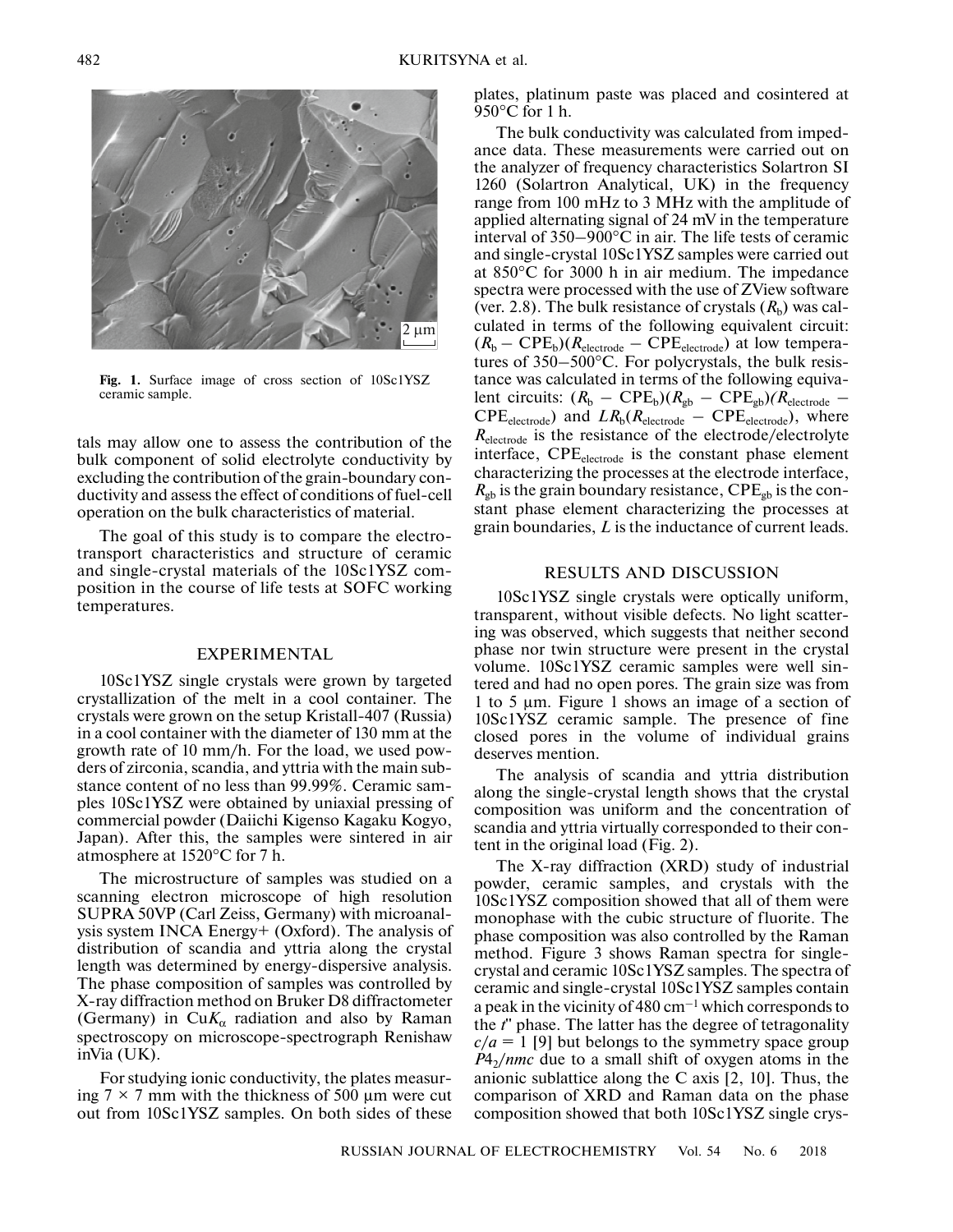Fig. 1. Surface image of cross section of 10Sc1YSZ ceramic sample.

tals may allow one to assess the contribution of the bulk component of solid electrolyte conductivity by excluding the contribution of the grain-boundary conductivity and assess the effect of conditions of fuel-cell operation on the bulk characteristics of material.

The goal of this study is to compare the electrotransport characteristics and structure of ceramic and single-crystal materials of the 10Sc1YSZ composition in the course of life tests at SOFC working temperatures.

## EXPERIMENTAL

10Sc1YSZ single crystals were grown by targeted crystallization of the melt in a cool container. The crystals were grown on the setup Kristall-407 (Russia) in a cool container with the diameter of 130 mm at the growth rate of 10 mm/h. For the load, we used powders of zirconia, scandia, and yttria with the main substance content of no less than 99.99%. Ceramic samples 10Sc1YSZ were obtained by uniaxial pressing of commercial powder (Daiichi Kigenso Kagaku Kogyo, Japan). After this, the samples were sintered in air atmosphere at 1520°C for 7 h.

The microstructure of samples was studied on a scanning electron microscope of high resolution SUPRA 50VP (Carl Zeiss, Germany) with microanalysis system INCA Energy+ (Oxford). The analysis of distribution of scandia and yttria along the crystal length was determined by energy-dispersive analysis. The phase composition of samples was controlled by X-ray diffraction method on Bruker D8 diffractometer (Germany) in Cu$K_\alpha$ radiation and also by Raman spectroscopy on microscope-spectrograph Renishaw inVia (UK).

For studying ionic conductivity, the plates measuring 7 × 7 mm with the thickness of 500 μm were cut out from 10Sc1YSZ samples. On both sides of these plates, platinum paste was placed and cosintered at 950°C for 1 h.

The bulk conductivity was calculated from impedance data. These measurements were carried out on the analyzer of frequency characteristics Solartron SI 1260 (Solartron Analytical, UK) in the frequency range from 100 mHz to 3 MHz with the amplitude of applied alternating signal of 24 mV in the temperature interval of 350–900°C in air. The life tests of ceramic and single-crystal 10Sc1YSZ samples were carried out at 850°C for 3000 h in air medium. The impedance spectra were processed with the use of ZView software (ver. 2.8). The bulk resistance of crystals ($R_b$) was calculated in terms of the following equivalent circuit: ($R_b$ – CPE$_b$)($R_{electrode}$ – CPE$_{electrode}$) at low temperatures of 350–500°C. For polycrystals, the bulk resistance was calculated in terms of the following equivalent circuits: ($R_b$ – CPE$_b$)($R_{gb}$ – CPE$_{gb}$)($R_{electrode}$ – CPE$_{electrode}$) and $LR_b$($R_{electrode}$ – CPE$_{electrode}$), where $R_{electrode}$ is the resistance of the electrode/electrolyte interface, CPE$_{electrode}$ is the constant phase element characterizing the processes at the electrode interface, $R_{gb}$ is the grain boundary resistance, CPE$_{gb}$ is the constant phase element characterizing the processes at grain boundaries, $L$ is the inductance of current leads.

## RESULTS AND DISCUSSION

10Sc1YSZ single crystals were optically uniform, transparent, without visible defects. No light scattering was observed, which suggests that neither second phase nor twin structure were present in the crystal volume. 10Sc1YSZ ceramic samples were well sintered and had no open pores. The grain size was from 1 to 5 μm. Figure 1 shows an image of a section of 10Sc1YSZ ceramic sample. The presence of fine closed pores in the volume of individual grains deserves mention.

The analysis of scandia and yttria distribution along the single-crystal length shows that the crystal composition was uniform and the concentration of scandia and yttria virtually corresponded to their content in the original load (Fig. 2).

The X-ray diffraction (XRD) study of industrial powder, ceramic samples, and crystals with the 10Sc1YSZ composition showed that all of them were monophase with the cubic structure of fluorite. The phase composition was also controlled by the Raman method. Figure 3 shows Raman spectra for single-crystal and ceramic 10Sc1YSZ samples. The spectra of ceramic and single-crystal 10Sc1YSZ samples contain a peak in the vicinity of 480 cm$^{-1}$ which corresponds to the $t$'' phase. The latter has the degree of tetragonality $c/a = 1$ [9] but belongs to the symmetry space group $P4_2/nmc$ due to a small shift of oxygen atoms in the anionic sublattice along the C axis [2, 10]. Thus, the comparison of XRD and Raman data on the phase composition showed that both 10Sc1YSZ single crys-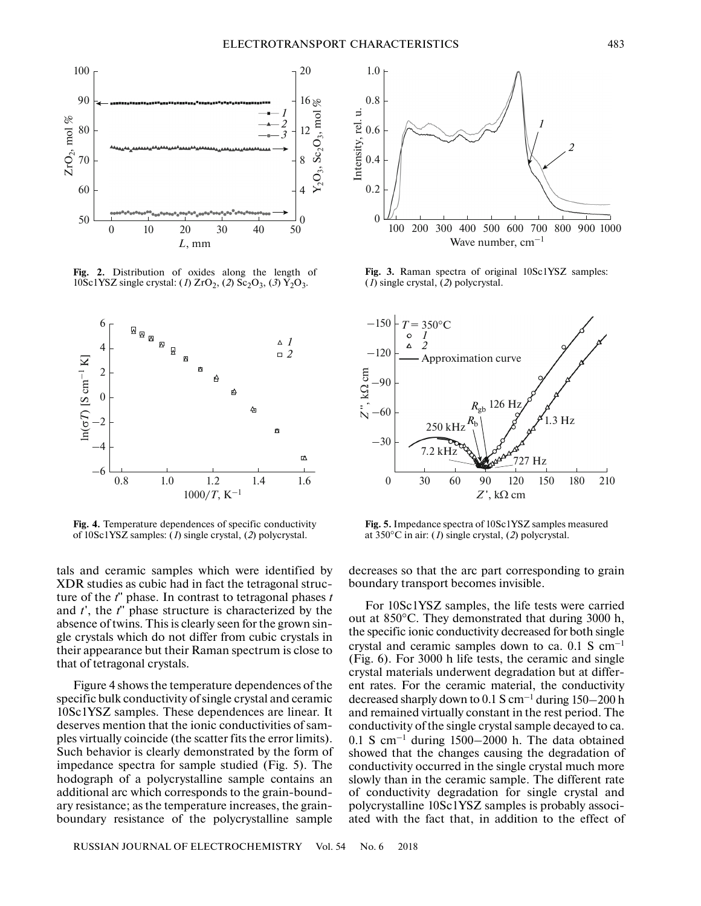Fig. 2. Distribution of oxides along the length of 10Sc1YSZ single crystal: (1) $ZrO_2$, (2) $Sc_2O_3$, (3) $Y_2O_3$.

Fig. 3. Raman spectra of original 10Sc1YSZ samples: (1) single crystal, (2) polycrystal.

Fig. 4. Temperature dependences of specific conductivity of 10Sc1YSZ samples: (1) single crystal, (2) polycrystal.

Fig. 5. Impedance spectra of 10Sc1YSZ samples measured at 350°C in air: (1) single crystal, (2) polycrystal.

tals and ceramic samples which were identified by XDR studies as cubic had in fact the tetragonal structure of the $t''$ phase. In contrast to tetragonal phases $t$ and $t'$, the $t''$ phase structure is characterized by the absence of twins. This is clearly seen for the grown single crystals which do not differ from cubic crystals in their appearance but their Raman spectrum is close to that of tetragonal crystals.

Figure 4 shows the temperature dependences of the specific bulk conductivity of single crystal and ceramic 10Sc1YSZ samples. These dependences are linear. It deserves mention that the ionic conductivities of samples virtually coincide (the scatter fits the error limits). Such behavior is clearly demonstrated by the form of impedance spectra for sample studied (Fig. 5). The hodograph of a polycrystalline sample contains an additional arc which corresponds to the grain-boundary resistance; as the temperature increases, the grain-boundary resistance of the polycrystalline sample decreases so that the arc part corresponding to grain boundary transport becomes invisible.

For 10Sc1YSZ samples, the life tests were carried out at 850°C. They demonstrated that during 3000 h, the specific ionic conductivity decreased for both single crystal and ceramic samples down to ca. 0.1 S $cm^{-1}$ (Fig. 6). For 3000 h life tests, the ceramic and single crystal materials underwent degradation but at different rates. For the ceramic material, the conductivity decreased sharply down to 0.1 S $cm^{-1}$ during 150–200 h and remained virtually constant in the rest period. The conductivity of the single crystal sample decayed to ca. 0.1 S $cm^{-1}$ during 1500–2000 h. The data obtained showed that the changes causing the degradation of conductivity occurred in the single crystal much more slowly than in the ceramic sample. The different rate of conductivity degradation for single crystal and polycrystalline 10Sc1YSZ samples is probably associated with the fact that, in addition to the effect of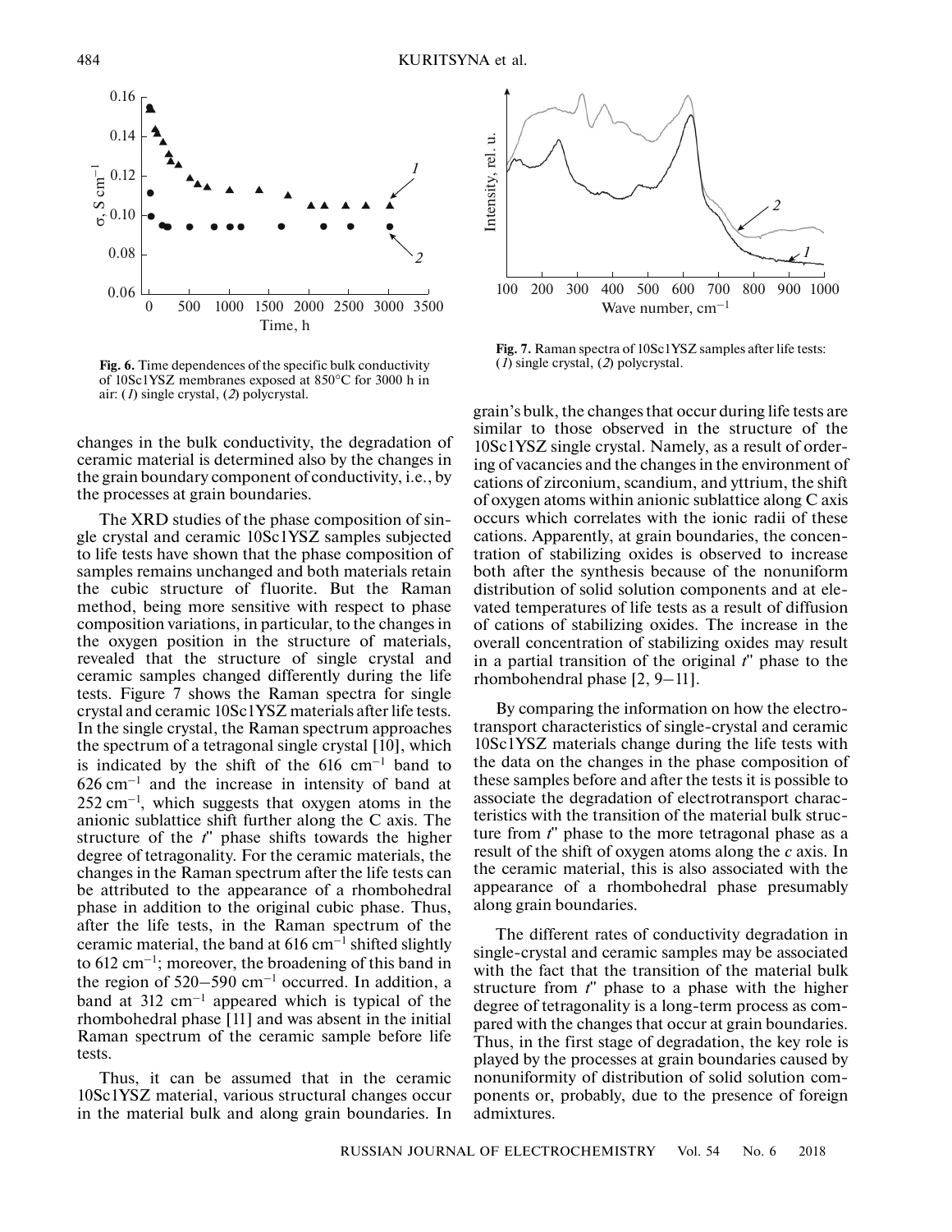Fig. 6. Time dependences of the specific bulk conductivity of 10Sc1YSZ membranes exposed at 850°C for 3000 h in air: (*1*) single crystal, (*2*) polycrystal.

Fig. 7. Raman spectra of 10Sc1YSZ samples after life tests: (*1*) single crystal, (*2*) polycrystal.

changes in the bulk conductivity, the degradation of ceramic material is determined also by the changes in the grain boundary component of conductivity, i.e., by the processes at grain boundaries.

The XRD studies of the phase composition of single crystal and ceramic 10Sc1YSZ samples subjected to life tests have shown that the phase composition of samples remains unchanged and both materials retain the cubic structure of fluorite. But the Raman method, being more sensitive with respect to phase composition variations, in particular, to the changes in the oxygen position in the structure of materials, revealed that the structure of single crystal and ceramic samples changed differently during the life tests. Figure 7 shows the Raman spectra for single crystal and ceramic 10Sc1YSZ materials after life tests. In the single crystal, the Raman spectrum approaches the spectrum of a tetragonal single crystal [10], which is indicated by the shift of the 616 $cm^{-1}$ band to 626 $cm^{-1}$ and the increase in intensity of band at 252 $cm^{-1}$, which suggests that oxygen atoms in the anionic sublattice shift further along the C axis. The structure of the *t*'' phase shifts towards the higher degree of tetragonality. For the ceramic materials, the changes in the Raman spectrum after the life tests can be attributed to the appearance of a rhombohedral phase in addition to the original cubic phase. Thus, after the life tests, in the Raman spectrum of the ceramic material, the band at 616 $cm^{-1}$ shifted slightly to 612 $cm^{-1}$; moreover, the broadening of this band in the region of 520–590 $cm^{-1}$ occurred. In addition, a band at 312 $cm^{-1}$ appeared which is typical of the rhombohedral phase [11] and was absent in the initial Raman spectrum of the ceramic sample before life tests.

Thus, it can be assumed that in the ceramic 10Sc1YSZ material, various structural changes occur in the material bulk and along grain boundaries. In grain's bulk, the changes that occur during life tests are similar to those observed in the structure of the 10Sc1YSZ single crystal. Namely, as a result of ordering of vacancies and the changes in the environment of cations of zirconium, scandium, and yttrium, the shift of oxygen atoms within anionic sublattice along C axis occurs which correlates with the ionic radii of these cations. Apparently, at grain boundaries, the concentration of stabilizing oxides is observed to increase both after the synthesis because of the nonuniform distribution of solid solution components and at elevated temperatures of life tests as a result of diffusion of cations of stabilizing oxides. The increase in the overall concentration of stabilizing oxides may result in a partial transition of the original *t*'' phase to the rhombohendral phase [2, 9–11].

By comparing the information on how the electrotransport characteristics of single-crystal and ceramic 10Sc1YSZ materials change during the life tests with the data on the changes in the phase composition of these samples before and after the tests it is possible to associate the degradation of electrotransport characteristics with the transition of the material bulk structure from *t*'' phase to the more tetragonal phase as a result of the shift of oxygen atoms along the *c* axis. In the ceramic material, this is also associated with the appearance of a rhombohedral phase presumably along grain boundaries.

The different rates of conductivity degradation in single-crystal and ceramic samples may be associated with the fact that the transition of the material bulk structure from *t*'' phase to a phase with the higher degree of tetragonality is a long-term process as compared with the changes that occur at grain boundaries. Thus, in the first stage of degradation, the key role is played by the processes at grain boundaries caused by nonuniformity of distribution of solid solution components or, probably, due to the presence of foreign admixtures.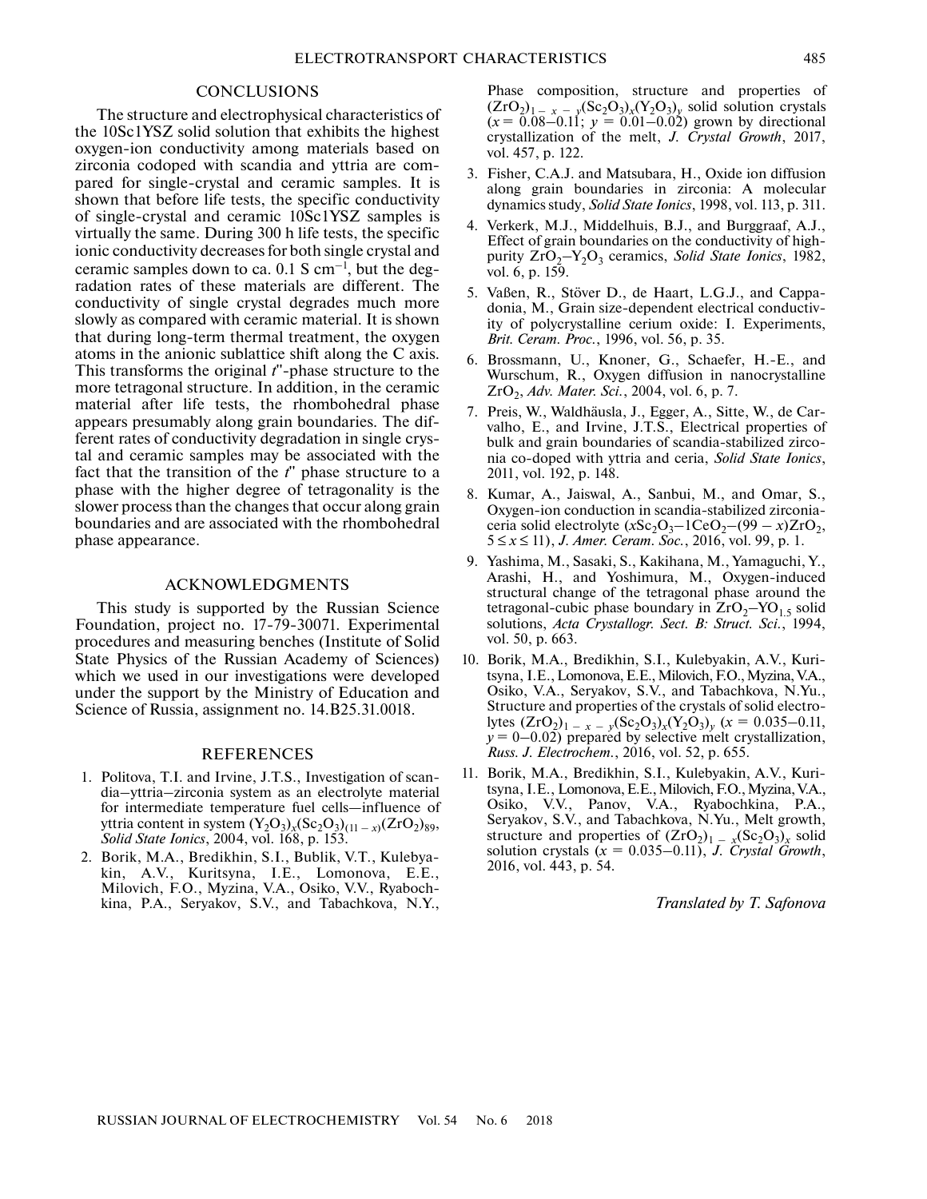## CONCLUSIONS

The structure and electrophysical characteristics of the 10Sc1YSZ solid solution that exhibits the highest oxygen-ion conductivity among materials based on zirconia codoped with scandia and yttria are compared for single-crystal and ceramic samples. It is shown that before life tests, the specific conductivity of single-crystal and ceramic 10Sc1YSZ samples is virtually the same. During 300 h life tests, the specific ionic conductivity decreases for both single crystal and ceramic samples down to ca. 0.1 S $cm^{-1}$, but the degradation rates of these materials are different. The conductivity of single crystal degrades much more slowly as compared with ceramic material. It is shown that during long-term thermal treatment, the oxygen atoms in the anionic sublattice shift along the C axis. This transforms the original $t''$-phase structure to the more tetragonal structure. In addition, in the ceramic material after life tests, the rhombohedral phase appears presumably along grain boundaries. The different rates of conductivity degradation in single crystal and ceramic samples may be associated with the fact that the transition of the $t''$ phase structure to a phase with the higher degree of tetragonality is the slower process than the changes that occur along grain boundaries and are associated with the rhombohedral phase appearance.

## ACKNOWLEDGMENTS

This study is supported by the Russian Science Foundation, project no. 17-79-30071. Experimental procedures and measuring benches (Institute of Solid State Physics of the Russian Academy of Sciences) which we used in our investigations were developed under the support by the Ministry of Education and Science of Russia, assignment no. 14.B25.31.0018.

## REFERENCES

1. Politova, T.I. and Irvine, J.T.S., Investigation of scandia–yttria–zirconia system as an electrolyte material for intermediate temperature fuel cells—influence of yttria content in system $(Y_2O_3)_x(Sc_2O_3)_{(11-x)}(ZrO_2)_{89}$, *Solid State Ionics*, 2004, vol. 168, p. 153.
2. Borik, M.A., Bredikhin, S.I., Bublik, V.T., Kulebyakin, A.V., Kuritsyna, I.E., Lomonova, E.E., Milovich, F.O., Myzina, V.A., Osiko, V.V., Ryabochkina, P.A., Seryakov, S.V., and Tabachkova, N.Y., Phase composition, structure and properties of $(ZrO_2)_{1-x-y}(Sc_2O_3)_x(Y_2O_3)_y$ solid solution crystals ($x = 0.08$–$0.11$; $y = 0.01$–$0.02$) grown by directional crystallization of the melt, *J. Crystal Growth*, 2017, vol. 457, p. 122.
3. Fisher, C.A.J. and Matsubara, H., Oxide ion diffusion along grain boundaries in zirconia: A molecular dynamics study, *Solid State Ionics*, 1998, vol. 113, p. 311.
4. Verkerk, M.J., Middelhuis, B.J., and Burggraaf, A.J., Effect of grain boundaries on the conductivity of high-purity $ZrO_2$–$Y_2O_3$ ceramics, *Solid State Ionics*, 1982, vol. 6, p. 159.
5. Vaßen, R., Stöver D., de Haart, L.G.J., and Cappadonia, M., Grain size-dependent electrical conductivity of polycrystalline cerium oxide: I. Experiments, *Brit. Ceram. Proc.*, 1996, vol. 56, p. 35.
6. Brossmann, U., Knoner, G., Schaefer, H.-E., and Wurschum, R., Oxygen diffusion in nanocrystalline $ZrO_2$, *Adv. Mater. Sci.*, 2004, vol. 6, p. 7.
7. Preis, W., Waldhäusla, J., Egger, A., Sitte, W., de Carvalho, E., and Irvine, J.T.S., Electrical properties of bulk and grain boundaries of scandia-stabilized zirconia co-doped with yttria and ceria, *Solid State Ionics*, 2011, vol. 192, p. 148.
8. Kumar, A., Jaiswal, A., Sanbui, M., and Omar, S., Oxygen-ion conduction in scandia-stabilized zirconia-ceria solid electrolyte ($xSc_2O_3$–$1CeO_2$–$(99-x)ZrO_2$, $5 \le x \le 11$), *J. Amer. Ceram. Soc.*, 2016, vol. 99, p. 1.
9. Yashima, M., Sasaki, S., Kakihana, M., Yamaguchi, Y., Arashi, H., and Yoshimura, M., Oxygen-induced structural change of the tetragonal phase around the tetragonal-cubic phase boundary in $ZrO_2$–$YO_{1.5}$ solid solutions, *Acta Crystallogr. Sect. B: Struct. Sci.*, 1994, vol. 50, p. 663.
10. Borik, M.A., Bredikhin, S.I., Kulebyakin, A.V., Kuritsyna, I.E., Lomonova, E.E., Milovich, F.O., Myzina, V.A., Osiko, V.A., Seryakov, S.V., and Tabachkova, N.Yu., Structure and properties of the crystals of solid electrolytes $(ZrO_2)_{1-x-y}(Sc_2O_3)_x(Y_2O_3)_y$ ($x = 0.035$–$0.11$, $y = 0$–$0.02$) prepared by selective melt crystallization, *Russ. J. Electrochem.*, 2016, vol. 52, p. 655.
11. Borik, M.A., Bredikhin, S.I., Kulebyakin, A.V., Kuritsyna, I.E., Lomonova, E.E., Milovich, F.O., Myzina, V.A., Osiko, V.V., Panov, V.A., Ryabochkina, P.A., Seryakov, S.V., and Tabachkova, N.Yu., Melt growth, structure and properties of $(ZrO_2)_{1-x}(Sc_2O_3)_x$ solid solution crystals ($x = 0.035$–$0.11$), *J. Crystal Growth*, 2016, vol. 443, p. 54.

*Translated by T. Safonova*